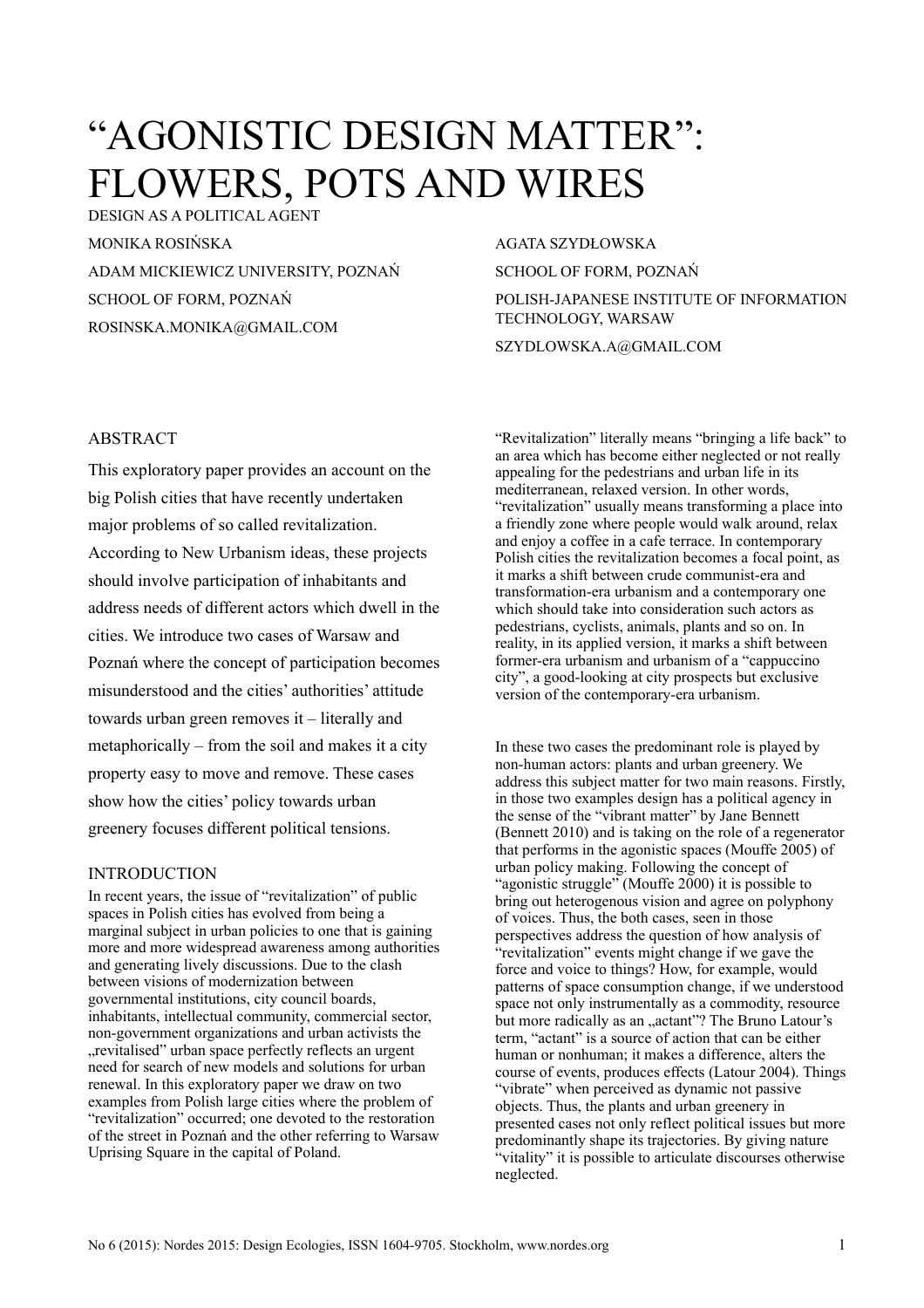# "AGONISTIC DESIGN MATTER": FLOWERS, POTS AND WIRES

DESIGN AS A POLITICAL AGENT

MONIKA ROSIŃSKA

ADAM MICKIEWICZ UNIVERSITY, POZNAŃ

SCHOOL OF FORM, POZNAŃ

ROSINSKA.MONIKA@GMAIL.COM

AGATA SZYDŁOWSKA

SCHOOL OF FORM, POZNAŃ

POLISH-JAPANESE INSTITUTE OF INFORMATION TECHNOLOGY, WARSAW

SZYDLOWSKA.A@GMAIL.COM

## ABSTRACT

This exploratory paper provides an account on the big Polish cities that have recently undertaken major problems of so called revitalization. According to New Urbanism ideas, these projects should involve participation of inhabitants and address needs of different actors which dwell in the cities. We introduce two cases of Warsaw and Poznań where the concept of participation becomes misunderstood and the cities' authorities' attitude towards urban green removes it – literally and metaphorically – from the soil and makes it a city property easy to move and remove. These cases show how the cities' policy towards urban greenery focuses different political tensions.

## INTRODUCTION

In recent years, the issue of "revitalization" of public spaces in Polish cities has evolved from being a marginal subject in urban policies to one that is gaining more and more widespread awareness among authorities and generating lively discussions. Due to the clash between visions of modernization between governmental institutions, city council boards, inhabitants, intellectual community, commercial sector, non-government organizations and urban activists the „revitalised" urban space perfectly reflects an urgent need for search of new models and solutions for urban renewal. In this exploratory paper we draw on two examples from Polish large cities where the problem of "revitalization" occurred; one devoted to the restoration of the street in Poznań and the other referring to Warsaw Uprising Square in the capital of Poland.

"Revitalization" literally means "bringing a life back" to an area which has become either neglected or not really appealing for the pedestrians and urban life in its mediterranean, relaxed version. In other words, "revitalization" usually means transforming a place into a friendly zone where people would walk around, relax and enjoy a coffee in a cafe terrace. In contemporary Polish cities the revitalization becomes a focal point, as it marks a shift between crude communist-era and transformation-era urbanism and a contemporary one which should take into consideration such actors as pedestrians, cyclists, animals, plants and so on. In reality, in its applied version, it marks a shift between former-era urbanism and urbanism of a "cappuccino city", a good-looking at city prospects but exclusive version of the contemporary-era urbanism.

In these two cases the predominant role is played by non-human actors: plants and urban greenery. We address this subject matter for two main reasons. Firstly, in those two examples design has a political agency in the sense of the "vibrant matter" by Jane Bennett (Bennett 2010) and is taking on the role of a regenerator that performs in the agonistic spaces (Mouffe 2005) of urban policy making. Following the concept of "agonistic struggle" (Mouffe 2000) it is possible to bring out heterogenous vision and agree on polyphony of voices. Thus, the both cases, seen in those perspectives address the question of how analysis of "revitalization" events might change if we gave the force and voice to things? How, for example, would patterns of space consumption change, if we understood space not only instrumentally as a commodity, resource but more radically as an „actant"? The Bruno Latour's term, "actant" is a source of action that can be either human or nonhuman; it makes a difference, alters the course of events, produces effects (Latour 2004). Things "vibrate" when perceived as dynamic not passive objects. Thus, the plants and urban greenery in presented cases not only reflect political issues but more predominantly shape its trajectories. By giving nature "vitality" it is possible to articulate discourses otherwise neglected.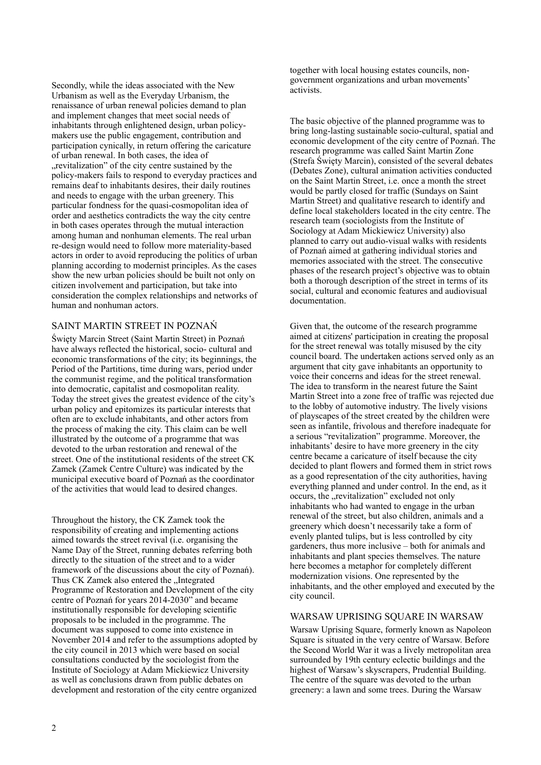Secondly, while the ideas associated with the New Urbanism as well as the Everyday Urbanism, the renaissance of urban renewal policies demand to plan and implement changes that meet social needs of inhabitants through enlightened design, urban policy-makers use the public engagement, contribution and participation cynically, in return offering the caricature of urban renewal. In both cases, the idea of „revitalization" of the city centre sustained by the policy-makers fails to respond to everyday practices and remains deaf to inhabitants desires, their daily routines and needs to engage with the urban greenery. This particular fondness for the quasi-cosmopolitan idea of order and aesthetics contradicts the way the city centre in both cases operates through the mutual interaction among human and nonhuman elements. The real urban re-design would need to follow more materiality-based actors in order to avoid reproducing the politics of urban planning according to modernist principles. As the cases show the new urban policies should be built not only on citizen involvement and participation, but take into consideration the complex relationships and networks of human and nonhuman actors.

## SAINT MARTIN STREET IN POZNAŃ

Święty Marcin Street (Saint Martin Street) in Poznań have always reflected the historical, socio- cultural and economic transformations of the city; its beginnings, the Period of the Partitions, time during wars, period under the communist regime, and the political transformation into democratic, capitalist and cosmopolitan reality. Today the street gives the greatest evidence of the city's urban policy and epitomizes its particular interests that often are to exclude inhabitants, and other actors from the process of making the city. This claim can be well illustrated by the outcome of a programme that was devoted to the urban restoration and renewal of the street. One of the institutional residents of the street CK Zamek (Zamek Centre Culture) was indicated by the municipal executive board of Poznań as the coordinator of the activities that would lead to desired changes.

Throughout the history, the CK Zamek took the responsibility of creating and implementing actions aimed towards the street revival (i.e. organising the Name Day of the Street, running debates referring both directly to the situation of the street and to a wider framework of the discussions about the city of Poznań). Thus CK Zamek also entered the „Integrated Programme of Restoration and Development of the city centre of Poznań for years 2014-2030" and became institutionally responsible for developing scientific proposals to be included in the programme. The document was supposed to come into existence in November 2014 and refer to the assumptions adopted by the city council in 2013 which were based on social consultations conducted by the sociologist from the Institute of Sociology at Adam Mickiewicz University as well as conclusions drawn from public debates on development and restoration of the city centre organized together with local housing estates councils, non-government organizations and urban movements' activists.

The basic objective of the planned programme was to bring long-lasting sustainable socio-cultural, spatial and economic development of the city centre of Poznań. The research programme was called Saint Martin Zone (Strefa Święty Marcin), consisted of the several debates (Debates Zone), cultural animation activities conducted on the Saint Martin Street, i.e. once a month the street would be partly closed for traffic (Sundays on Saint Martin Street) and qualitative research to identify and define local stakeholders located in the city centre. The research team (sociologists from the Institute of Sociology at Adam Mickiewicz University) also planned to carry out audio-visual walks with residents of Poznań aimed at gathering individual stories and memories associated with the street. The consecutive phases of the research project's objective was to obtain both a thorough description of the street in terms of its social, cultural and economic features and audiovisual documentation.

Given that, the outcome of the research programme aimed at citizens' participation in creating the proposal for the street renewal was totally misused by the city council board. The undertaken actions served only as an argument that city gave inhabitants an opportunity to voice their concerns and ideas for the street renewal. The idea to transform in the nearest future the Saint Martin Street into a zone free of traffic was rejected due to the lobby of automotive industry. The lively visions of playscapes of the street created by the children were seen as infantile, frivolous and therefore inadequate for a serious "revitalization" programme. Moreover, the inhabitants' desire to have more greenery in the city centre became a caricature of itself because the city decided to plant flowers and formed them in strict rows as a good representation of the city authorities, having everything planned and under control. In the end, as it occurs, the „revitalization" excluded not only inhabitants who had wanted to engage in the urban renewal of the street, but also children, animals and a greenery which doesn't necessarily take a form of evenly planted tulips, but is less controlled by city gardeners, thus more inclusive – both for animals and inhabitants and plant species themselves. The nature here becomes a metaphor for completely different modernization visions. One represented by the inhabitants, and the other employed and executed by the city council.

## WARSAW UPRISING SQUARE IN WARSAW

Warsaw Uprising Square, formerly known as Napoleon Square is situated in the very centre of Warsaw. Before the Second World War it was a lively metropolitan area surrounded by 19th century eclectic buildings and the highest of Warsaw's skyscrapers, Prudential Building. The centre of the square was devoted to the urban greenery: a lawn and some trees. During the Warsaw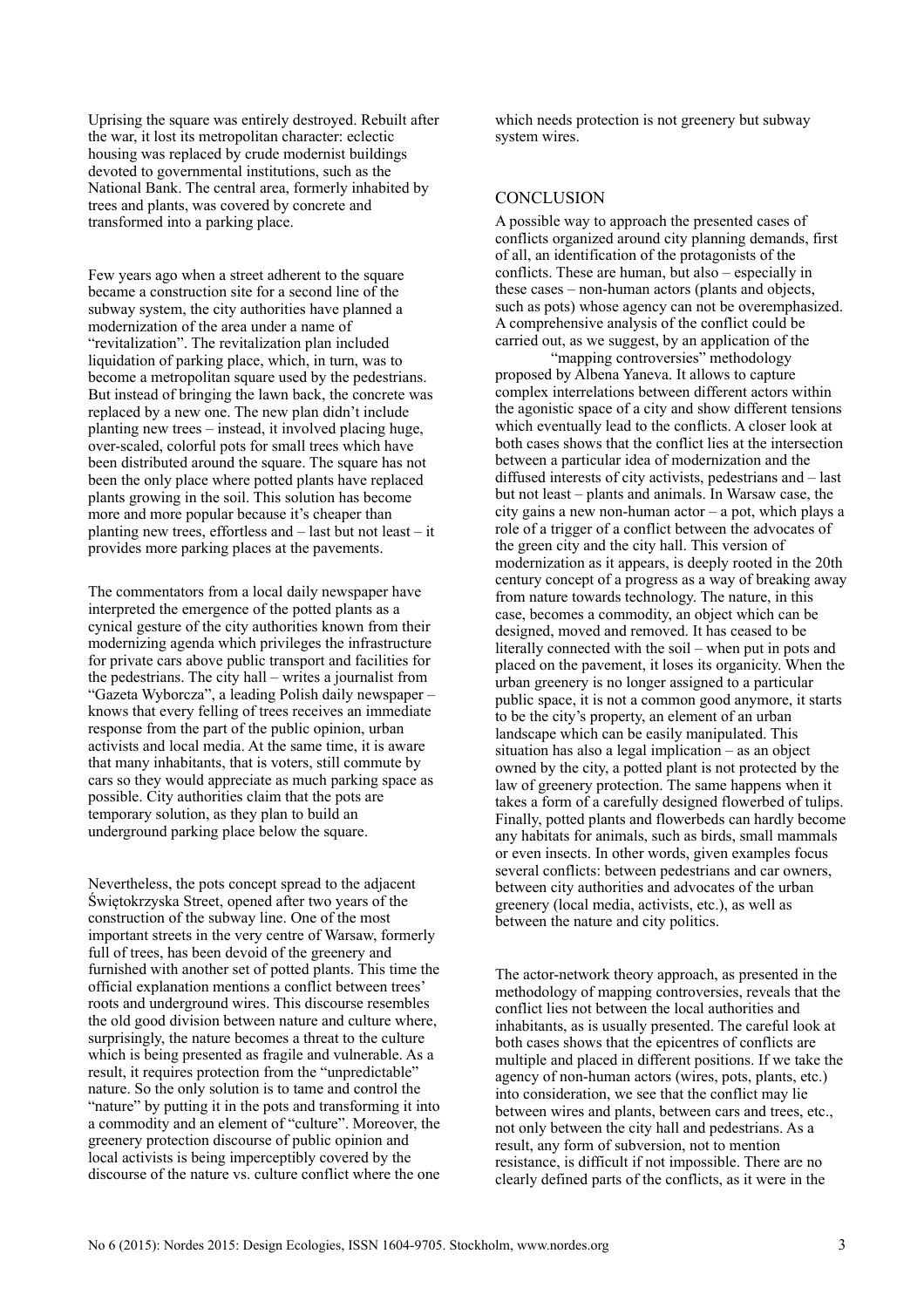Uprising the square was entirely destroyed. Rebuilt after the war, it lost its metropolitan character: eclectic housing was replaced by crude modernist buildings devoted to governmental institutions, such as the National Bank. The central area, formerly inhabited by trees and plants, was covered by concrete and transformed into a parking place.

Few years ago when a street adherent to the square became a construction site for a second line of the subway system, the city authorities have planned a modernization of the area under a name of "revitalization". The revitalization plan included liquidation of parking place, which, in turn, was to become a metropolitan square used by the pedestrians. But instead of bringing the lawn back, the concrete was replaced by a new one. The new plan didn't include planting new trees – instead, it involved placing huge, over-scaled, colorful pots for small trees which have been distributed around the square. The square has not been the only place where potted plants have replaced plants growing in the soil. This solution has become more and more popular because it's cheaper than planting new trees, effortless and – last but not least – it provides more parking places at the pavements.

The commentators from a local daily newspaper have interpreted the emergence of the potted plants as a cynical gesture of the city authorities known from their modernizing agenda which privileges the infrastructure for private cars above public transport and facilities for the pedestrians. The city hall – writes a journalist from "Gazeta Wyborcza", a leading Polish daily newspaper – knows that every felling of trees receives an immediate response from the part of the public opinion, urban activists and local media. At the same time, it is aware that many inhabitants, that is voters, still commute by cars so they would appreciate as much parking space as possible. City authorities claim that the pots are temporary solution, as they plan to build an underground parking place below the square.

Nevertheless, the pots concept spread to the adjacent Świętokrzyska Street, opened after two years of the construction of the subway line. One of the most important streets in the very centre of Warsaw, formerly full of trees, has been devoid of the greenery and furnished with another set of potted plants. This time the official explanation mentions a conflict between trees' roots and underground wires. This discourse resembles the old good division between nature and culture where, surprisingly, the nature becomes a threat to the culture which is being presented as fragile and vulnerable. As a result, it requires protection from the "unpredictable" nature. So the only solution is to tame and control the "nature" by putting it in the pots and transforming it into a commodity and an element of "culture". Moreover, the greenery protection discourse of public opinion and local activists is being imperceptibly covered by the discourse of the nature vs. culture conflict where the one which needs protection is not greenery but subway system wires.

## CONCLUSION

A possible way to approach the presented cases of conflicts organized around city planning demands, first of all, an identification of the protagonists of the conflicts. These are human, but also – especially in these cases – non-human actors (plants and objects, such as pots) whose agency can not be overemphasized. A comprehensive analysis of the conflict could be carried out, as we suggest, by an application of the "mapping controversies" methodology proposed by Albena Yaneva. It allows to capture complex interrelations between different actors within the agonistic space of a city and show different tensions which eventually lead to the conflicts. A closer look at both cases shows that the conflict lies at the intersection between a particular idea of modernization and the diffused interests of city activists, pedestrians and – last but not least – plants and animals. In Warsaw case, the city gains a new non-human actor – a pot, which plays a role of a trigger of a conflict between the advocates of the green city and the city hall. This version of modernization as it appears, is deeply rooted in the 20th century concept of a progress as a way of breaking away from nature towards technology. The nature, in this case, becomes a commodity, an object which can be designed, moved and removed. It has ceased to be literally connected with the soil – when put in pots and placed on the pavement, it loses its organicity. When the urban greenery is no longer assigned to a particular public space, it is not a common good anymore, it starts to be the city's property, an element of an urban landscape which can be easily manipulated. This situation has also a legal implication – as an object owned by the city, a potted plant is not protected by the law of greenery protection. The same happens when it takes a form of a carefully designed flowerbed of tulips. Finally, potted plants and flowerbeds can hardly become any habitats for animals, such as birds, small mammals or even insects. In other words, given examples focus several conflicts: between pedestrians and car owners, between city authorities and advocates of the urban greenery (local media, activists, etc.), as well as between the nature and city politics.

The actor-network theory approach, as presented in the methodology of mapping controversies, reveals that the conflict lies not between the local authorities and inhabitants, as is usually presented. The careful look at both cases shows that the epicentres of conflicts are multiple and placed in different positions. If we take the agency of non-human actors (wires, pots, plants, etc.) into consideration, we see that the conflict may lie between wires and plants, between cars and trees, etc., not only between the city hall and pedestrians. As a result, any form of subversion, not to mention resistance, is difficult if not impossible. There are no clearly defined parts of the conflicts, as it were in the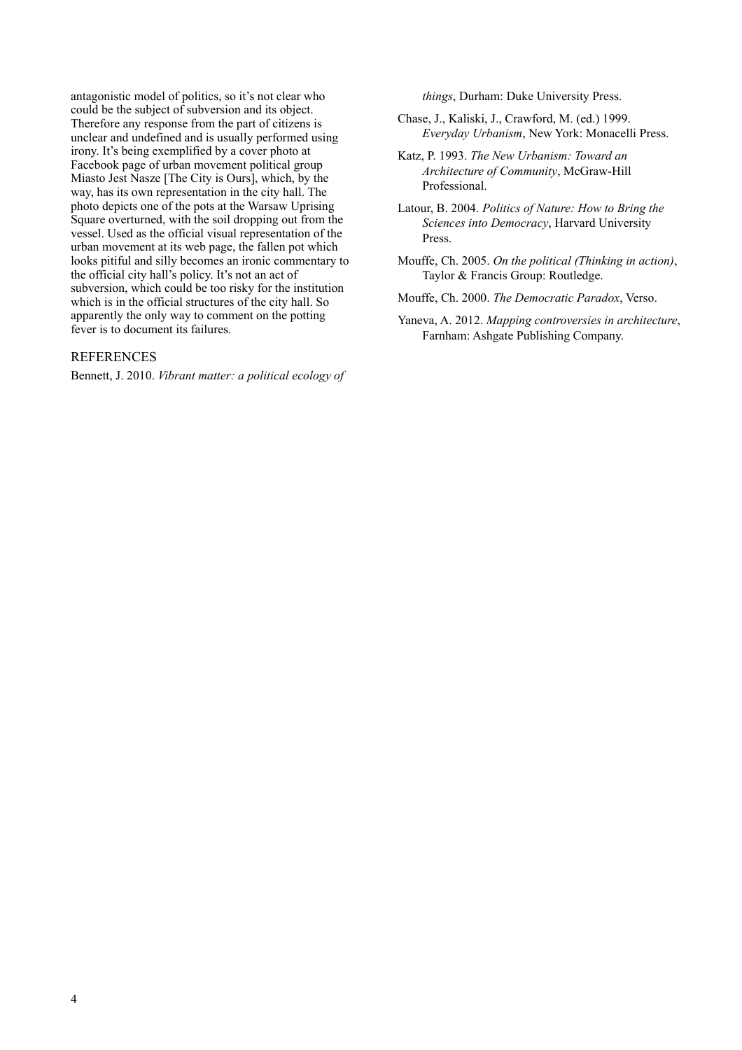antagonistic model of politics, so it's not clear who could be the subject of subversion and its object. Therefore any response from the part of citizens is unclear and undefined and is usually performed using irony. It's being exemplified by a cover photo at Facebook page of urban movement political group Miasto Jest Nasze [The City is Ours], which, by the way, has its own representation in the city hall. The photo depicts one of the pots at the Warsaw Uprising Square overturned, with the soil dropping out from the vessel. Used as the official visual representation of the urban movement at its web page, the fallen pot which looks pitiful and silly becomes an ironic commentary to the official city hall's policy. It's not an act of subversion, which could be too risky for the institution which is in the official structures of the city hall. So apparently the only way to comment on the potting fever is to document its failures.

## REFERENCES

Bennett, J. 2010. *Vibrant matter: a political ecology of things*, Durham: Duke University Press.

Chase, J., Kaliski, J., Crawford, M. (ed.) 1999. *Everyday Urbanism*, New York: Monacelli Press.

Katz, P. 1993. *The New Urbanism: Toward an Architecture of Community*, McGraw-Hill Professional.

Latour, B. 2004. *Politics of Nature: How to Bring the Sciences into Democracy*, Harvard University Press.

Mouffe, Ch. 2005. *On the political (Thinking in action)*, Taylor & Francis Group: Routledge.

Mouffe, Ch. 2000. *The Democratic Paradox*, Verso.

Yaneva, A. 2012. *Mapping controversies in architecture*, Farnham: Ashgate Publishing Company.